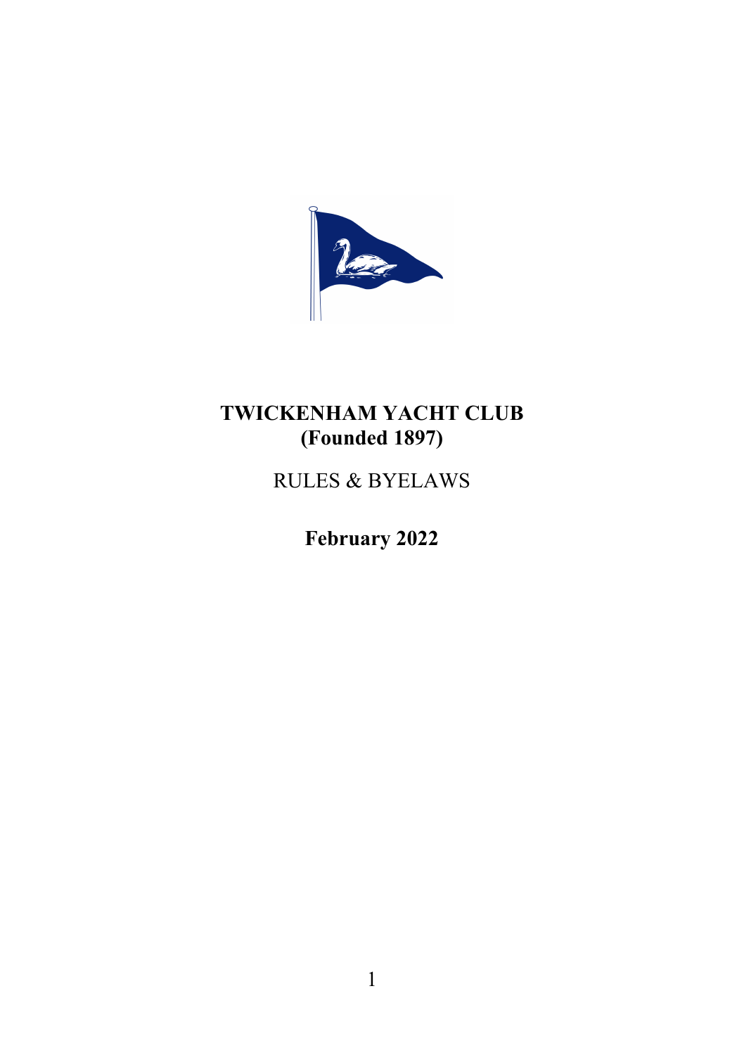# TWICKENHAM YACHT CLUB
# (Founded 1897)

## RULES & BYELAWS

**February 2022**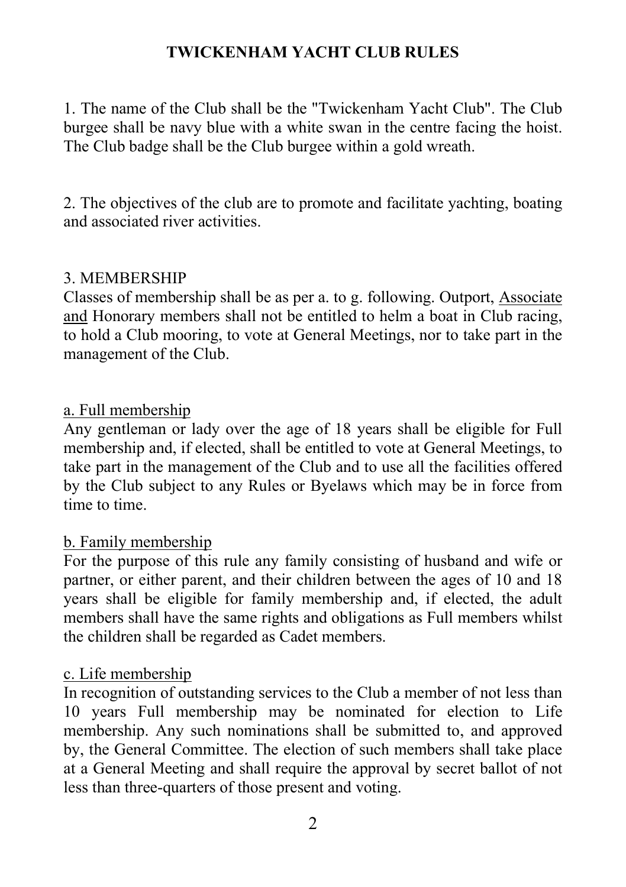# TWICKENHAM YACHT CLUB RULES

1. The name of the Club shall be the "Twickenham Yacht Club". The Club burgee shall be navy blue with a white swan in the centre facing the hoist. The Club badge shall be the Club burgee within a gold wreath.

2. The objectives of the club are to promote and facilitate yachting, boating and associated river activities.

3. MEMBERSHIP
Classes of membership shall be as per a. to g. following. Outport, <u>Associate and</u> Honorary members shall not be entitled to helm a boat in Club racing, to hold a Club mooring, to vote at General Meetings, nor to take part in the management of the Club.

<u>a. Full membership</u>
Any gentleman or lady over the age of 18 years shall be eligible for Full membership and, if elected, shall be entitled to vote at General Meetings, to take part in the management of the Club and to use all the facilities offered by the Club subject to any Rules or Byelaws which may be in force from time to time.

<u>b. Family membership</u>
For the purpose of this rule any family consisting of husband and wife or partner, or either parent, and their children between the ages of 10 and 18 years shall be eligible for family membership and, if elected, the adult members shall have the same rights and obligations as Full members whilst the children shall be regarded as Cadet members.

<u>c. Life membership</u>
In recognition of outstanding services to the Club a member of not less than 10 years Full membership may be nominated for election to Life membership. Any such nominations shall be submitted to, and approved by, the General Committee. The election of such members shall take place at a General Meeting and shall require the approval by secret ballot of not less than three-quarters of those present and voting.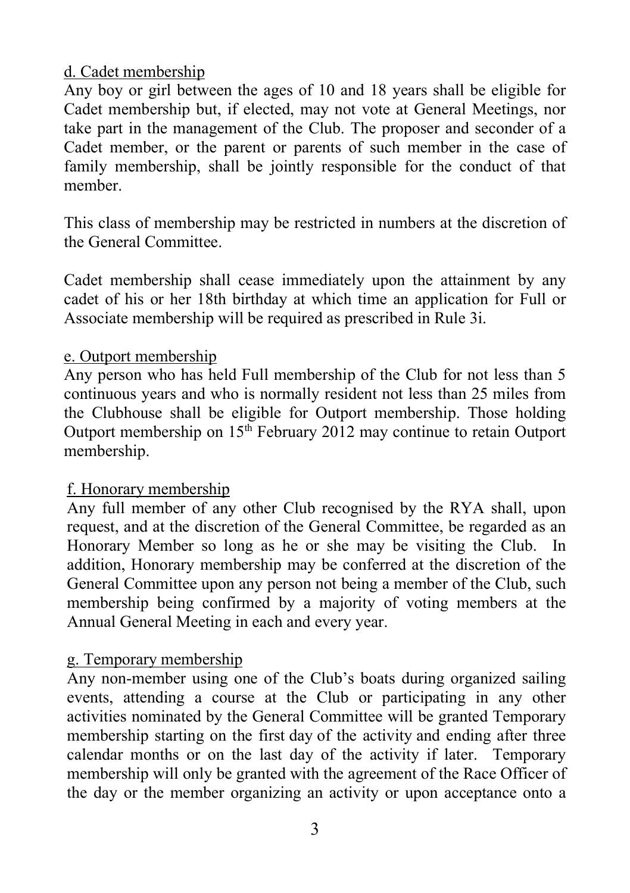d. Cadet membership

Any boy or girl between the ages of 10 and 18 years shall be eligible for Cadet membership but, if elected, may not vote at General Meetings, nor take part in the management of the Club. The proposer and seconder of a Cadet member, or the parent or parents of such member in the case of family membership, shall be jointly responsible for the conduct of that member.

This class of membership may be restricted in numbers at the discretion of the General Committee.

Cadet membership shall cease immediately upon the attainment by any cadet of his or her 18th birthday at which time an application for Full or Associate membership will be required as prescribed in Rule 3i.

e. Outport membership

Any person who has held Full membership of the Club for not less than 5 continuous years and who is normally resident not less than 25 miles from the Clubhouse shall be eligible for Outport membership. Those holding Outport membership on 15th February 2012 may continue to retain Outport membership.

f. Honorary membership

Any full member of any other Club recognised by the RYA shall, upon request, and at the discretion of the General Committee, be regarded as an Honorary Member so long as he or she may be visiting the Club. In addition, Honorary membership may be conferred at the discretion of the General Committee upon any person not being a member of the Club, such membership being confirmed by a majority of voting members at the Annual General Meeting in each and every year.

g. Temporary membership

Any non-member using one of the Club's boats during organized sailing events, attending a course at the Club or participating in any other activities nominated by the General Committee will be granted Temporary membership starting on the first day of the activity and ending after three calendar months or on the last day of the activity if later. Temporary membership will only be granted with the agreement of the Race Officer of the day or the member organizing an activity or upon acceptance onto a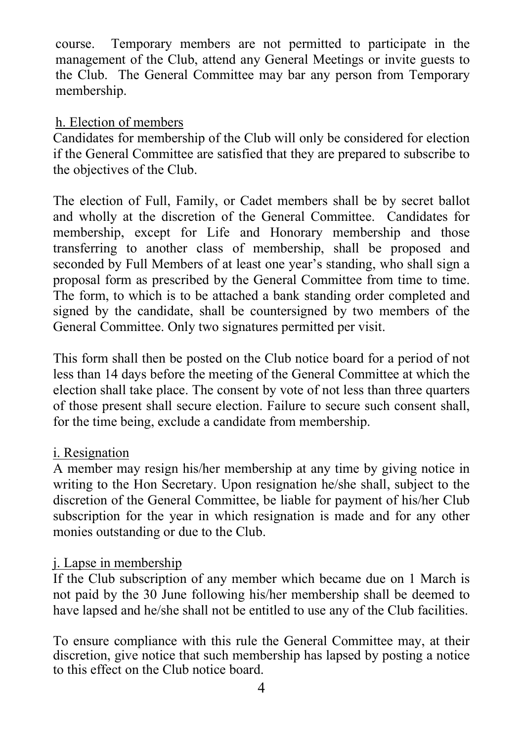course. Temporary members are not permitted to participate in the management of the Club, attend any General Meetings or invite guests to the Club. The General Committee may bar any person from Temporary membership.

h. Election of members

Candidates for membership of the Club will only be considered for election if the General Committee are satisfied that they are prepared to subscribe to the objectives of the Club.

The election of Full, Family, or Cadet members shall be by secret ballot and wholly at the discretion of the General Committee. Candidates for membership, except for Life and Honorary membership and those transferring to another class of membership, shall be proposed and seconded by Full Members of at least one year's standing, who shall sign a proposal form as prescribed by the General Committee from time to time. The form, to which is to be attached a bank standing order completed and signed by the candidate, shall be countersigned by two members of the General Committee. Only two signatures permitted per visit.

This form shall then be posted on the Club notice board for a period of not less than 14 days before the meeting of the General Committee at which the election shall take place. The consent by vote of not less than three quarters of those present shall secure election. Failure to secure such consent shall, for the time being, exclude a candidate from membership.

i. Resignation

A member may resign his/her membership at any time by giving notice in writing to the Hon Secretary. Upon resignation he/she shall, subject to the discretion of the General Committee, be liable for payment of his/her Club subscription for the year in which resignation is made and for any other monies outstanding or due to the Club.

j. Lapse in membership

If the Club subscription of any member which became due on 1 March is not paid by the 30 June following his/her membership shall be deemed to have lapsed and he/she shall not be entitled to use any of the Club facilities.

To ensure compliance with this rule the General Committee may, at their discretion, give notice that such membership has lapsed by posting a notice to this effect on the Club notice board.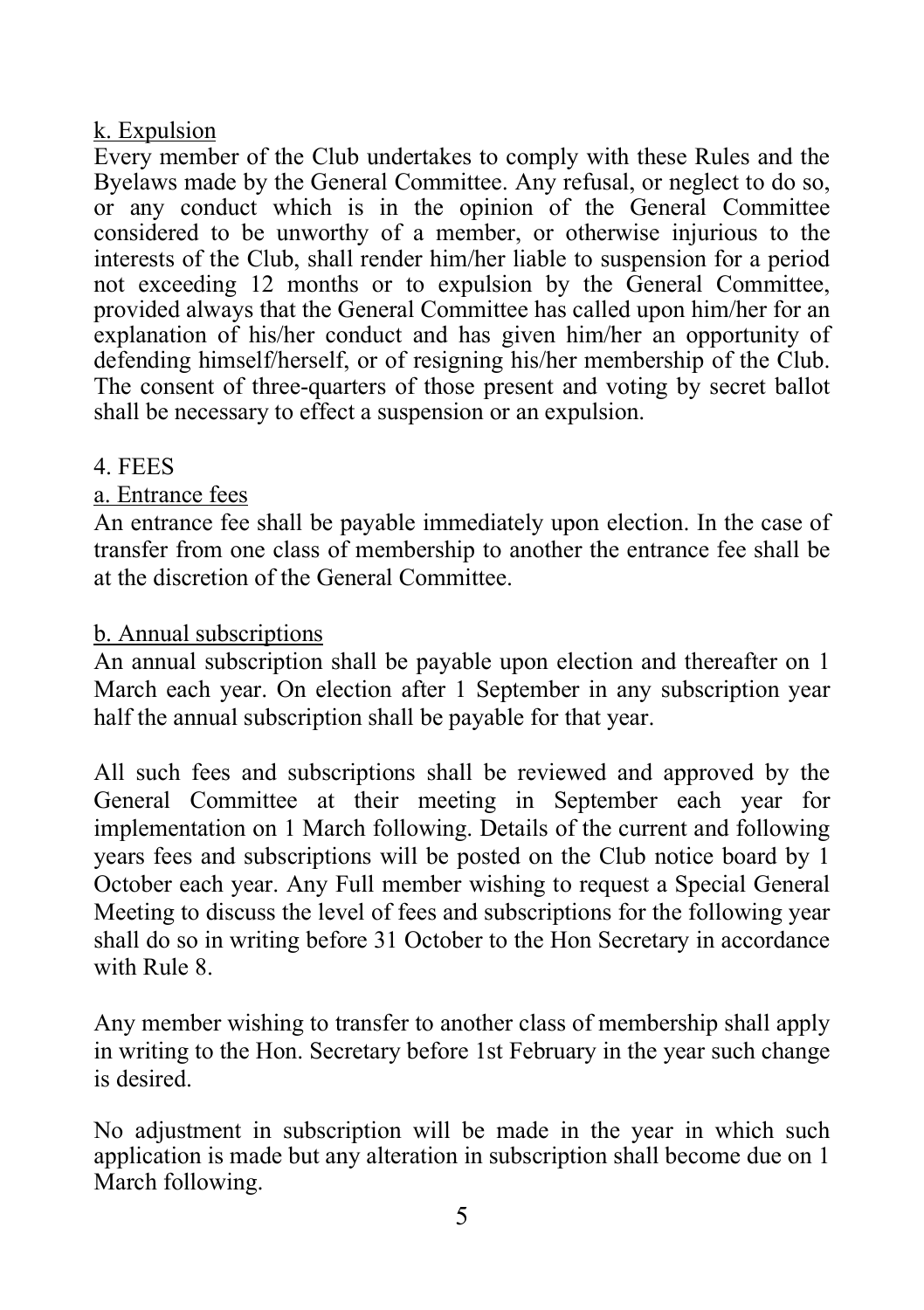k. Expulsion

Every member of the Club undertakes to comply with these Rules and the Byelaws made by the General Committee. Any refusal, or neglect to do so, or any conduct which is in the opinion of the General Committee considered to be unworthy of a member, or otherwise injurious to the interests of the Club, shall render him/her liable to suspension for a period not exceeding 12 months or to expulsion by the General Committee, provided always that the General Committee has called upon him/her for an explanation of his/her conduct and has given him/her an opportunity of defending himself/herself, or of resigning his/her membership of the Club. The consent of three-quarters of those present and voting by secret ballot shall be necessary to effect a suspension or an expulsion.

## 4. FEES

a. Entrance fees

An entrance fee shall be payable immediately upon election. In the case of transfer from one class of membership to another the entrance fee shall be at the discretion of the General Committee.

b. Annual subscriptions

An annual subscription shall be payable upon election and thereafter on 1 March each year. On election after 1 September in any subscription year half the annual subscription shall be payable for that year.

All such fees and subscriptions shall be reviewed and approved by the General Committee at their meeting in September each year for implementation on 1 March following. Details of the current and following years fees and subscriptions will be posted on the Club notice board by 1 October each year. Any Full member wishing to request a Special General Meeting to discuss the level of fees and subscriptions for the following year shall do so in writing before 31 October to the Hon Secretary in accordance with Rule 8.

Any member wishing to transfer to another class of membership shall apply in writing to the Hon. Secretary before 1st February in the year such change is desired.

No adjustment in subscription will be made in the year in which such application is made but any alteration in subscription shall become due on 1 March following.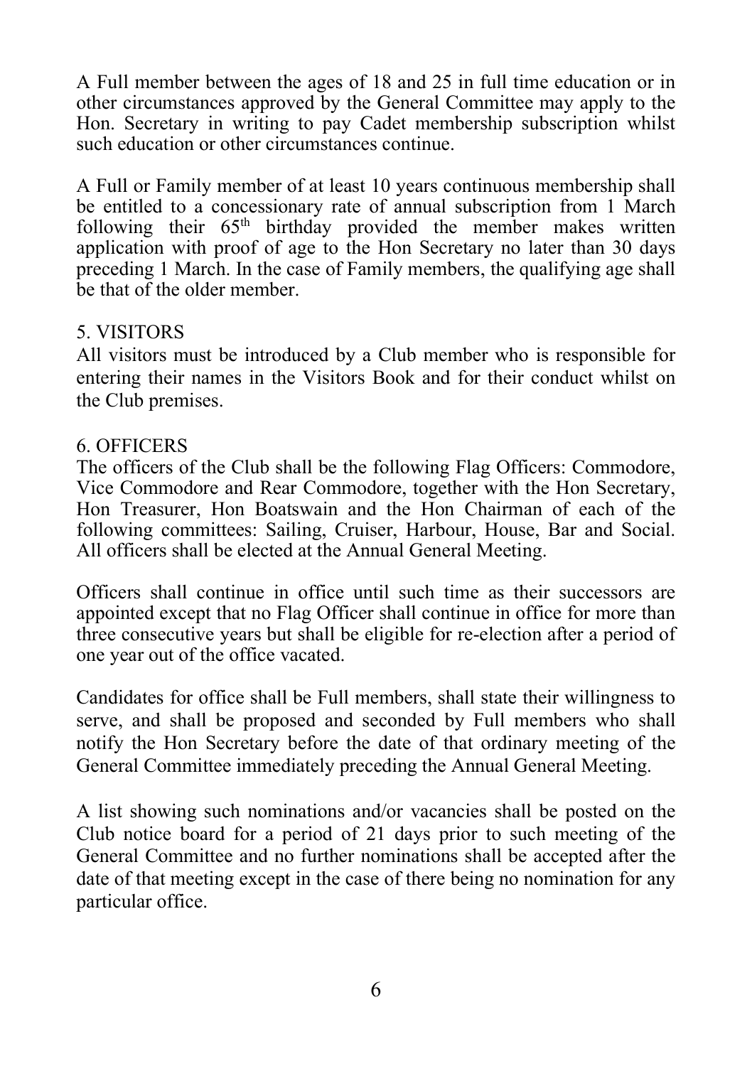A Full member between the ages of 18 and 25 in full time education or in other circumstances approved by the General Committee may apply to the Hon. Secretary in writing to pay Cadet membership subscription whilst such education or other circumstances continue.

A Full or Family member of at least 10 years continuous membership shall be entitled to a concessionary rate of annual subscription from 1 March following their 65th birthday provided the member makes written application with proof of age to the Hon Secretary no later than 30 days preceding 1 March. In the case of Family members, the qualifying age shall be that of the older member.

## 5. VISITORS

All visitors must be introduced by a Club member who is responsible for entering their names in the Visitors Book and for their conduct whilst on the Club premises.

## 6. OFFICERS

The officers of the Club shall be the following Flag Officers: Commodore, Vice Commodore and Rear Commodore, together with the Hon Secretary, Hon Treasurer, Hon Boatswain and the Hon Chairman of each of the following committees: Sailing, Cruiser, Harbour, House, Bar and Social. All officers shall be elected at the Annual General Meeting.

Officers shall continue in office until such time as their successors are appointed except that no Flag Officer shall continue in office for more than three consecutive years but shall be eligible for re-election after a period of one year out of the office vacated.

Candidates for office shall be Full members, shall state their willingness to serve, and shall be proposed and seconded by Full members who shall notify the Hon Secretary before the date of that ordinary meeting of the General Committee immediately preceding the Annual General Meeting.

A list showing such nominations and/or vacancies shall be posted on the Club notice board for a period of 21 days prior to such meeting of the General Committee and no further nominations shall be accepted after the date of that meeting except in the case of there being no nomination for any particular office.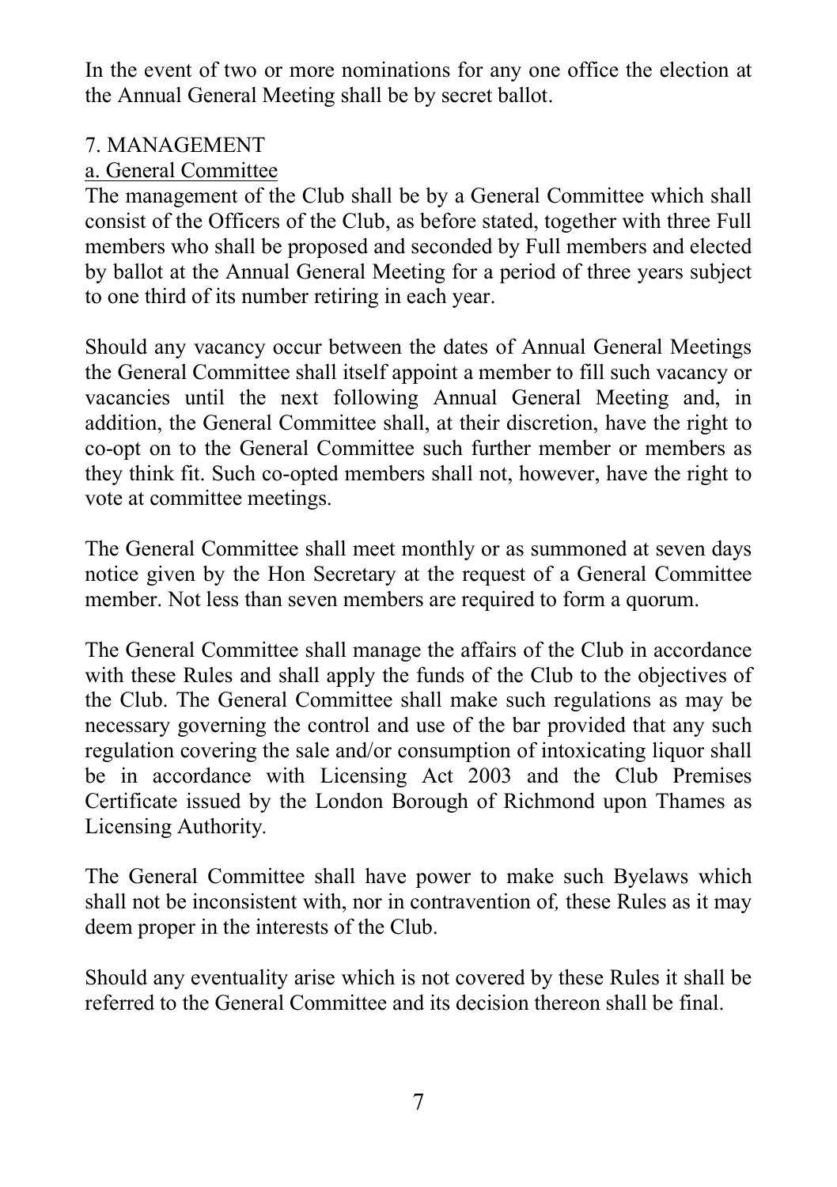In the event of two or more nominations for any one office the election at the Annual General Meeting shall be by secret ballot.

## 7. MANAGEMENT

### a. General Committee

The management of the Club shall be by a General Committee which shall consist of the Officers of the Club, as before stated, together with three Full members who shall be proposed and seconded by Full members and elected by ballot at the Annual General Meeting for a period of three years subject to one third of its number retiring in each year.

Should any vacancy occur between the dates of Annual General Meetings the General Committee shall itself appoint a member to fill such vacancy or vacancies until the next following Annual General Meeting and, in addition, the General Committee shall, at their discretion, have the right to co-opt on to the General Committee such further member or members as they think fit. Such co-opted members shall not, however, have the right to vote at committee meetings.

The General Committee shall meet monthly or as summoned at seven days notice given by the Hon Secretary at the request of a General Committee member. Not less than seven members are required to form a quorum.

The General Committee shall manage the affairs of the Club in accordance with these Rules and shall apply the funds of the Club to the objectives of the Club. The General Committee shall make such regulations as may be necessary governing the control and use of the bar provided that any such regulation covering the sale and/or consumption of intoxicating liquor shall be in accordance with Licensing Act 2003 and the Club Premises Certificate issued by the London Borough of Richmond upon Thames as Licensing Authority.

The General Committee shall have power to make such Byelaws which shall not be inconsistent with, nor in contravention of, these Rules as it may deem proper in the interests of the Club.

Should any eventuality arise which is not covered by these Rules it shall be referred to the General Committee and its decision thereon shall be final.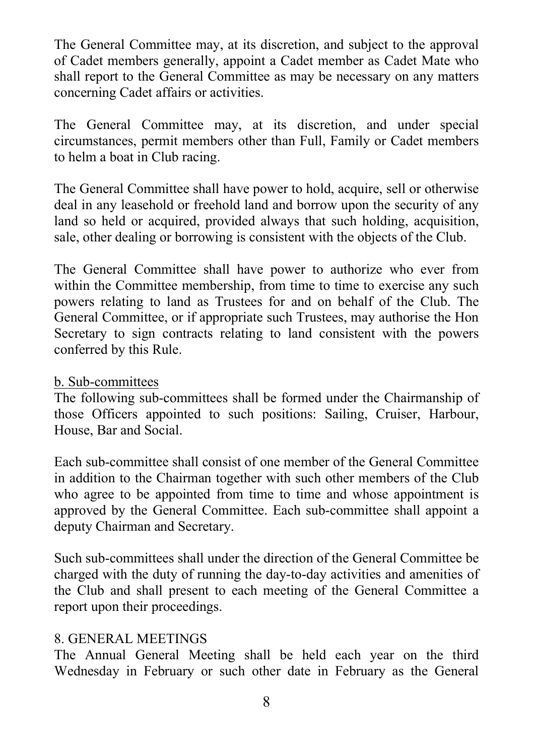The General Committee may, at its discretion, and subject to the approval of Cadet members generally, appoint a Cadet member as Cadet Mate who shall report to the General Committee as may be necessary on any matters concerning Cadet affairs or activities.

The General Committee may, at its discretion, and under special circumstances, permit members other than Full, Family or Cadet members to helm a boat in Club racing.

The General Committee shall have power to hold, acquire, sell or otherwise deal in any leasehold or freehold land and borrow upon the security of any land so held or acquired, provided always that such holding, acquisition, sale, other dealing or borrowing is consistent with the objects of the Club.

The General Committee shall have power to authorize who ever from within the Committee membership, from time to time to exercise any such powers relating to land as Trustees for and on behalf of the Club. The General Committee, or if appropriate such Trustees, may authorise the Hon Secretary to sign contracts relating to land consistent with the powers conferred by this Rule.

b. Sub-committees

The following sub-committees shall be formed under the Chairmanship of those Officers appointed to such positions: Sailing, Cruiser, Harbour, House, Bar and Social.

Each sub-committee shall consist of one member of the General Committee in addition to the Chairman together with such other members of the Club who agree to be appointed from time to time and whose appointment is approved by the General Committee. Each sub-committee shall appoint a deputy Chairman and Secretary.

Such sub-committees shall under the direction of the General Committee be charged with the duty of running the day-to-day activities and amenities of the Club and shall present to each meeting of the General Committee a report upon their proceedings.

## 8. GENERAL MEETINGS

The Annual General Meeting shall be held each year on the third Wednesday in February or such other date in February as the General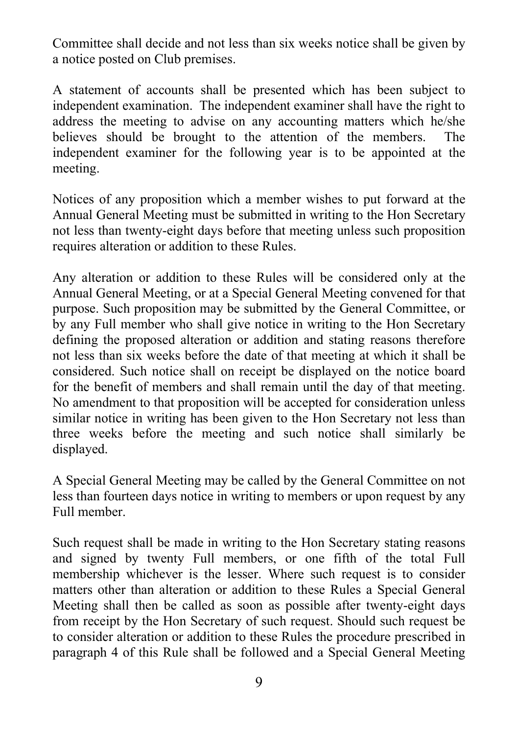Committee shall decide and not less than six weeks notice shall be given by a notice posted on Club premises.

A statement of accounts shall be presented which has been subject to independent examination. The independent examiner shall have the right to address the meeting to advise on any accounting matters which he/she believes should be brought to the attention of the members. The independent examiner for the following year is to be appointed at the meeting.

Notices of any proposition which a member wishes to put forward at the Annual General Meeting must be submitted in writing to the Hon Secretary not less than twenty-eight days before that meeting unless such proposition requires alteration or addition to these Rules.

Any alteration or addition to these Rules will be considered only at the Annual General Meeting, or at a Special General Meeting convened for that purpose. Such proposition may be submitted by the General Committee, or by any Full member who shall give notice in writing to the Hon Secretary defining the proposed alteration or addition and stating reasons therefore not less than six weeks before the date of that meeting at which it shall be considered. Such notice shall on receipt be displayed on the notice board for the benefit of members and shall remain until the day of that meeting. No amendment to that proposition will be accepted for consideration unless similar notice in writing has been given to the Hon Secretary not less than three weeks before the meeting and such notice shall similarly be displayed.

A Special General Meeting may be called by the General Committee on not less than fourteen days notice in writing to members or upon request by any Full member.

Such request shall be made in writing to the Hon Secretary stating reasons and signed by twenty Full members, or one fifth of the total Full membership whichever is the lesser. Where such request is to consider matters other than alteration or addition to these Rules a Special General Meeting shall then be called as soon as possible after twenty-eight days from receipt by the Hon Secretary of such request. Should such request be to consider alteration or addition to these Rules the procedure prescribed in paragraph 4 of this Rule shall be followed and a Special General Meeting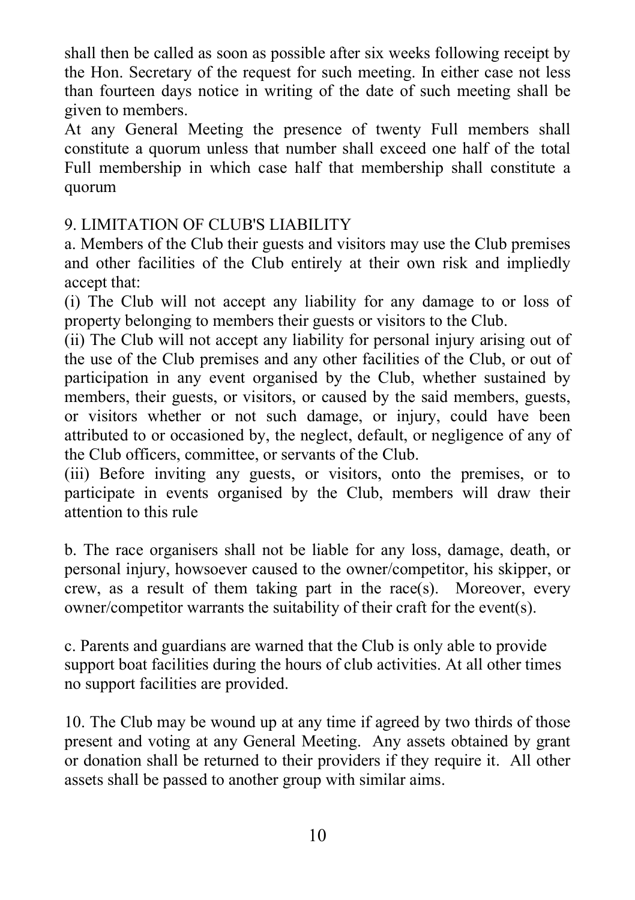shall then be called as soon as possible after six weeks following receipt by the Hon. Secretary of the request for such meeting. In either case not less than fourteen days notice in writing of the date of such meeting shall be given to members.

At any General Meeting the presence of twenty Full members shall constitute a quorum unless that number shall exceed one half of the total Full membership in which case half that membership shall constitute a quorum

## 9. LIMITATION OF CLUB'S LIABILITY

a. Members of the Club their guests and visitors may use the Club premises and other facilities of the Club entirely at their own risk and impliedly accept that:

(i) The Club will not accept any liability for any damage to or loss of property belonging to members their guests or visitors to the Club.

(ii) The Club will not accept any liability for personal injury arising out of the use of the Club premises and any other facilities of the Club, or out of participation in any event organised by the Club, whether sustained by members, their guests, or visitors, or caused by the said members, guests, or visitors whether or not such damage, or injury, could have been attributed to or occasioned by, the neglect, default, or negligence of any of the Club officers, committee, or servants of the Club.

(iii) Before inviting any guests, or visitors, onto the premises, or to participate in events organised by the Club, members will draw their attention to this rule

b. The race organisers shall not be liable for any loss, damage, death, or personal injury, howsoever caused to the owner/competitor, his skipper, or crew, as a result of them taking part in the race(s). Moreover, every owner/competitor warrants the suitability of their craft for the event(s).

c. Parents and guardians are warned that the Club is only able to provide support boat facilities during the hours of club activities. At all other times no support facilities are provided.

10. The Club may be wound up at any time if agreed by two thirds of those present and voting at any General Meeting. Any assets obtained by grant or donation shall be returned to their providers if they require it. All other assets shall be passed to another group with similar aims.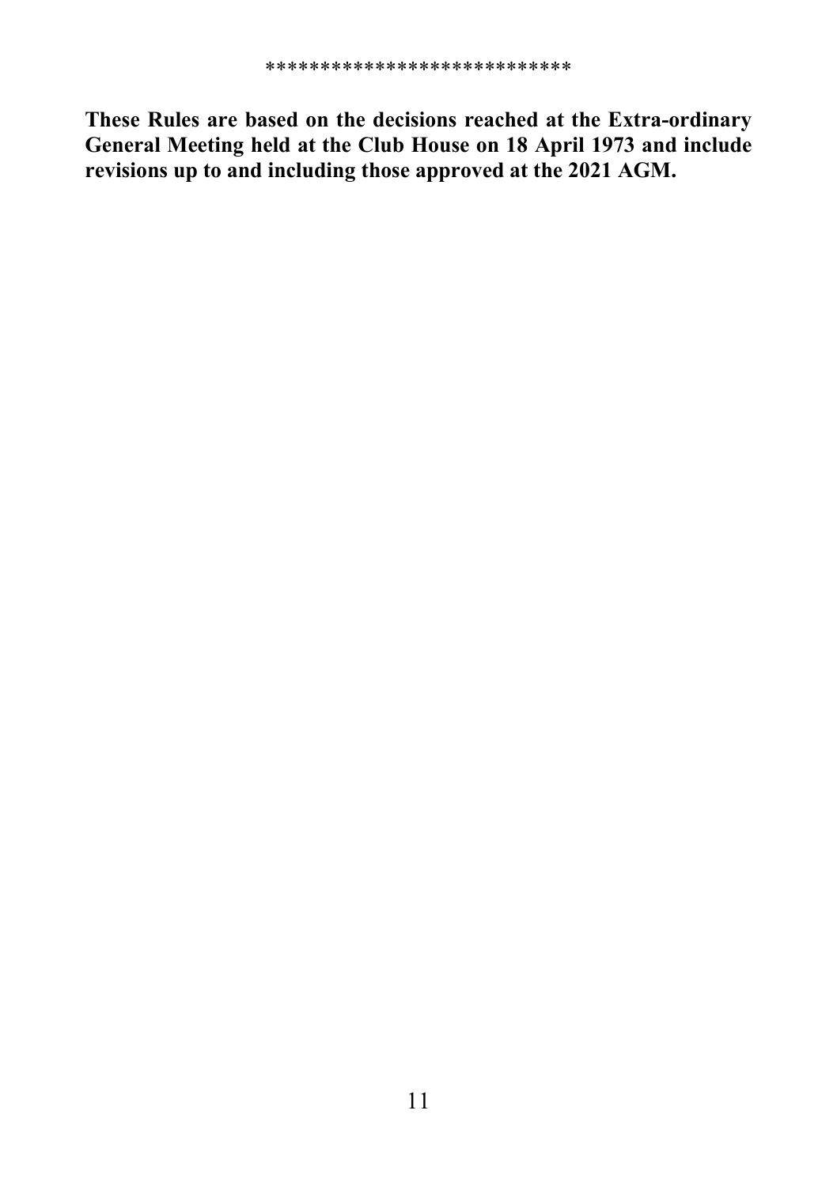***************************

**These Rules are based on the decisions reached at the Extra-ordinary General Meeting held at the Club House on 18 April 1973 and include revisions up to and including those approved at the 2021 AGM.**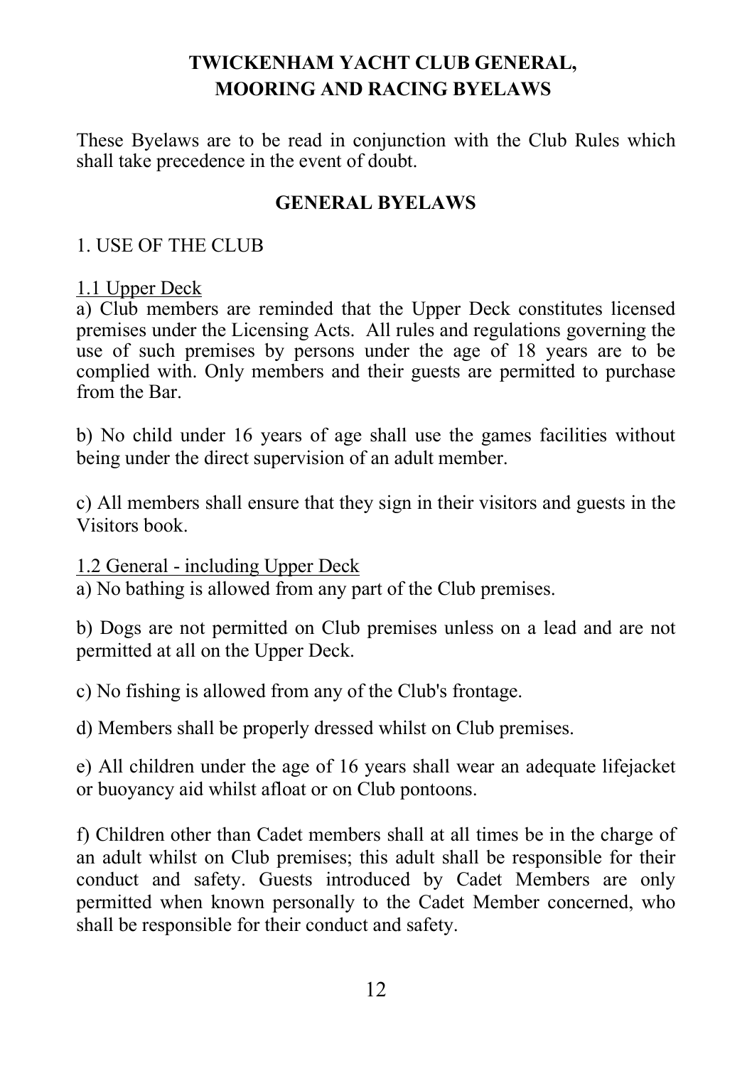# TWICKENHAM YACHT CLUB GENERAL, MOORING AND RACING BYELAWS

These Byelaws are to be read in conjunction with the Club Rules which shall take precedence in the event of doubt.

## GENERAL BYELAWS

### 1. USE OF THE CLUB

#### 1.1 Upper Deck

a) Club members are reminded that the Upper Deck constitutes licensed premises under the Licensing Acts. All rules and regulations governing the use of such premises by persons under the age of 18 years are to be complied with. Only members and their guests are permitted to purchase from the Bar.

b) No child under 16 years of age shall use the games facilities without being under the direct supervision of an adult member.

c) All members shall ensure that they sign in their visitors and guests in the Visitors book.

#### 1.2 General - including Upper Deck

a) No bathing is allowed from any part of the Club premises.

b) Dogs are not permitted on Club premises unless on a lead and are not permitted at all on the Upper Deck.

c) No fishing is allowed from any of the Club's frontage.

d) Members shall be properly dressed whilst on Club premises.

e) All children under the age of 16 years shall wear an adequate lifejacket or buoyancy aid whilst afloat or on Club pontoons.

f) Children other than Cadet members shall at all times be in the charge of an adult whilst on Club premises; this adult shall be responsible for their conduct and safety. Guests introduced by Cadet Members are only permitted when known personally to the Cadet Member concerned, who shall be responsible for their conduct and safety.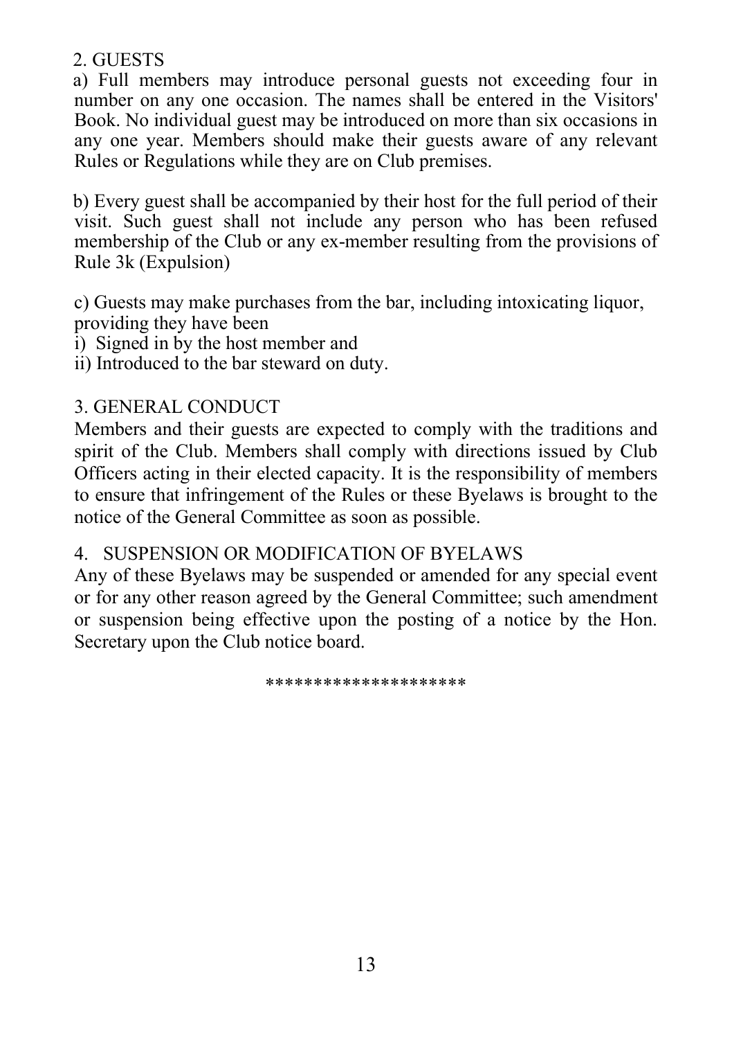## 2. GUESTS

a) Full members may introduce personal guests not exceeding four in number on any one occasion. The names shall be entered in the Visitors' Book. No individual guest may be introduced on more than six occasions in any one year. Members should make their guests aware of any relevant Rules or Regulations while they are on Club premises.

b) Every guest shall be accompanied by their host for the full period of their visit. Such guest shall not include any person who has been refused membership of the Club or any ex-member resulting from the provisions of Rule 3k (Expulsion)

c) Guests may make purchases from the bar, including intoxicating liquor, providing they have been

i) Signed in by the host member and
ii) Introduced to the bar steward on duty.

## 3. GENERAL CONDUCT

Members and their guests are expected to comply with the traditions and spirit of the Club. Members shall comply with directions issued by Club Officers acting in their elected capacity. It is the responsibility of members to ensure that infringement of the Rules or these Byelaws is brought to the notice of the General Committee as soon as possible.

## 4. SUSPENSION OR MODIFICATION OF BYELAWS

Any of these Byelaws may be suspended or amended for any special event or for any other reason agreed by the General Committee; such amendment or suspension being effective upon the posting of a notice by the Hon. Secretary upon the Club notice board.

*********************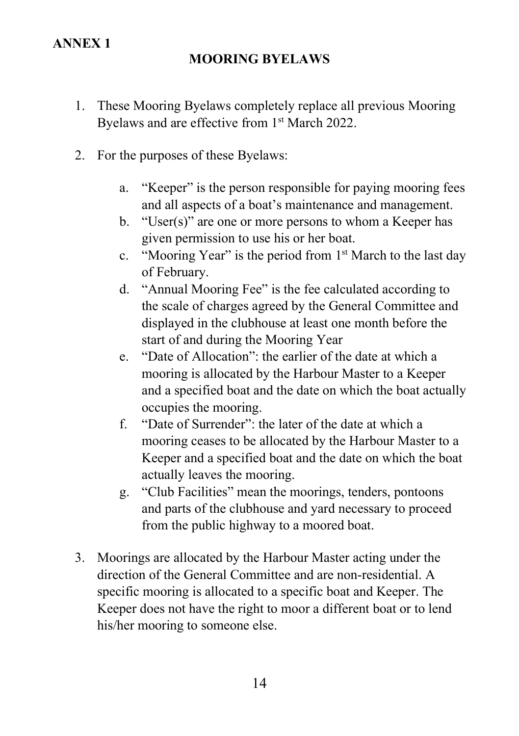**ANNEX 1**

## MOORING BYELAWS

1. These Mooring Byelaws completely replace all previous Mooring Byelaws and are effective from 1st March 2022.

2. For the purposes of these Byelaws:

   a. "Keeper" is the person responsible for paying mooring fees and all aspects of a boat's maintenance and management.
   b. "User(s)" are one or more persons to whom a Keeper has given permission to use his or her boat.
   c. "Mooring Year" is the period from 1st March to the last day of February.
   d. "Annual Mooring Fee" is the fee calculated according to the scale of charges agreed by the General Committee and displayed in the clubhouse at least one month before the start of and during the Mooring Year
   e. "Date of Allocation": the earlier of the date at which a mooring is allocated by the Harbour Master to a Keeper and a specified boat and the date on which the boat actually occupies the mooring.
   f. "Date of Surrender": the later of the date at which a mooring ceases to be allocated by the Harbour Master to a Keeper and a specified boat and the date on which the boat actually leaves the mooring.
   g. "Club Facilities" mean the moorings, tenders, pontoons and parts of the clubhouse and yard necessary to proceed from the public highway to a moored boat.

3. Moorings are allocated by the Harbour Master acting under the direction of the General Committee and are non-residential. A specific mooring is allocated to a specific boat and Keeper. The Keeper does not have the right to moor a different boat or to lend his/her mooring to someone else.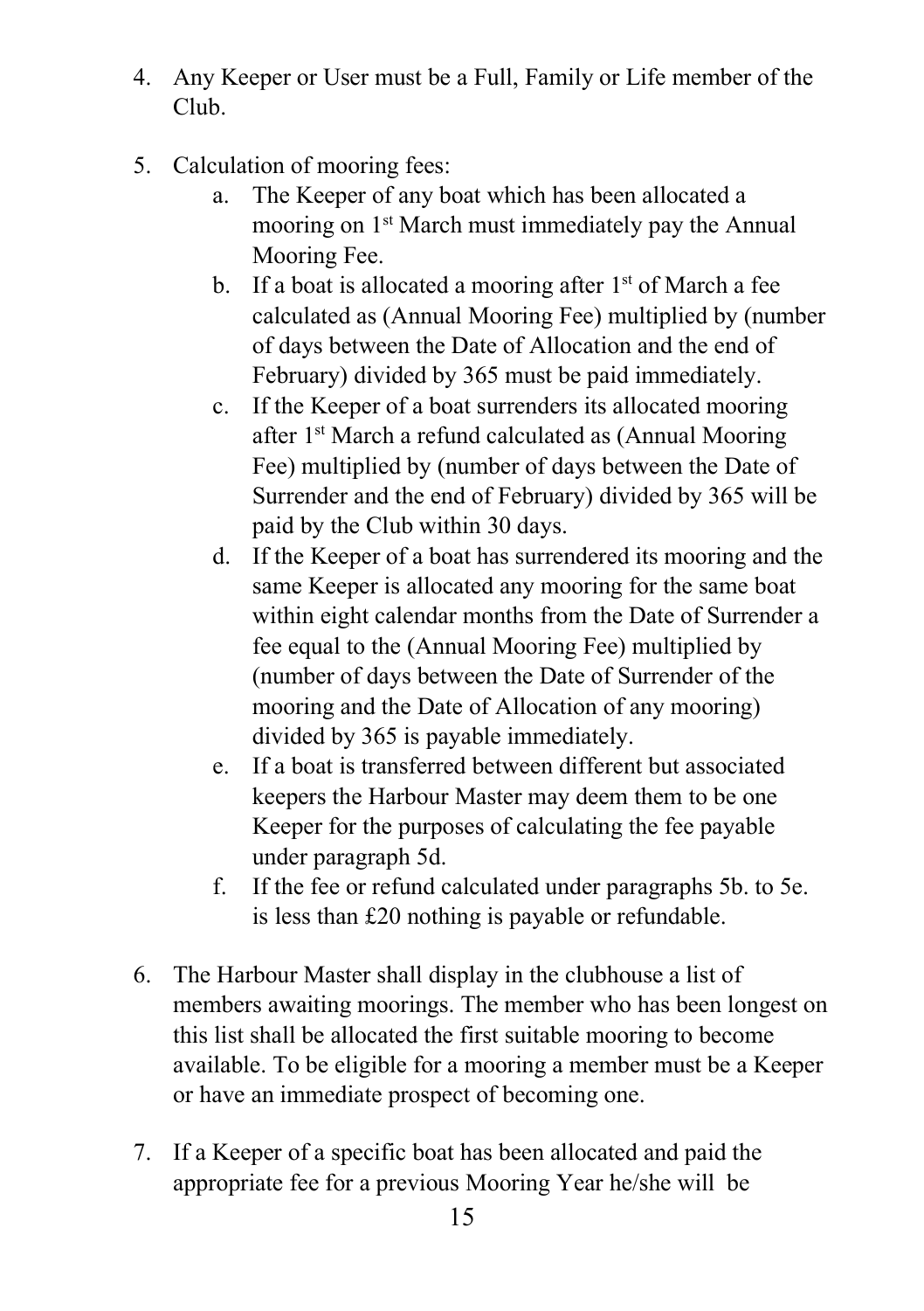4. Any Keeper or User must be a Full, Family or Life member of the Club.

5. Calculation of mooring fees:
   a. The Keeper of any boat which has been allocated a mooring on 1st March must immediately pay the Annual Mooring Fee.
   b. If a boat is allocated a mooring after 1st of March a fee calculated as (Annual Mooring Fee) multiplied by (number of days between the Date of Allocation and the end of February) divided by 365 must be paid immediately.
   c. If the Keeper of a boat surrenders its allocated mooring after 1st March a refund calculated as (Annual Mooring Fee) multiplied by (number of days between the Date of Surrender and the end of February) divided by 365 will be paid by the Club within 30 days.
   d. If the Keeper of a boat has surrendered its mooring and the same Keeper is allocated any mooring for the same boat within eight calendar months from the Date of Surrender a fee equal to the (Annual Mooring Fee) multiplied by (number of days between the Date of Surrender of the mooring and the Date of Allocation of any mooring) divided by 365 is payable immediately.
   e. If a boat is transferred between different but associated keepers the Harbour Master may deem them to be one Keeper for the purposes of calculating the fee payable under paragraph 5d.
   f. If the fee or refund calculated under paragraphs 5b. to 5e. is less than £20 nothing is payable or refundable.

6. The Harbour Master shall display in the clubhouse a list of members awaiting moorings. The member who has been longest on this list shall be allocated the first suitable mooring to become available. To be eligible for a mooring a member must be a Keeper or have an immediate prospect of becoming one.

7. If a Keeper of a specific boat has been allocated and paid the appropriate fee for a previous Mooring Year he/she will be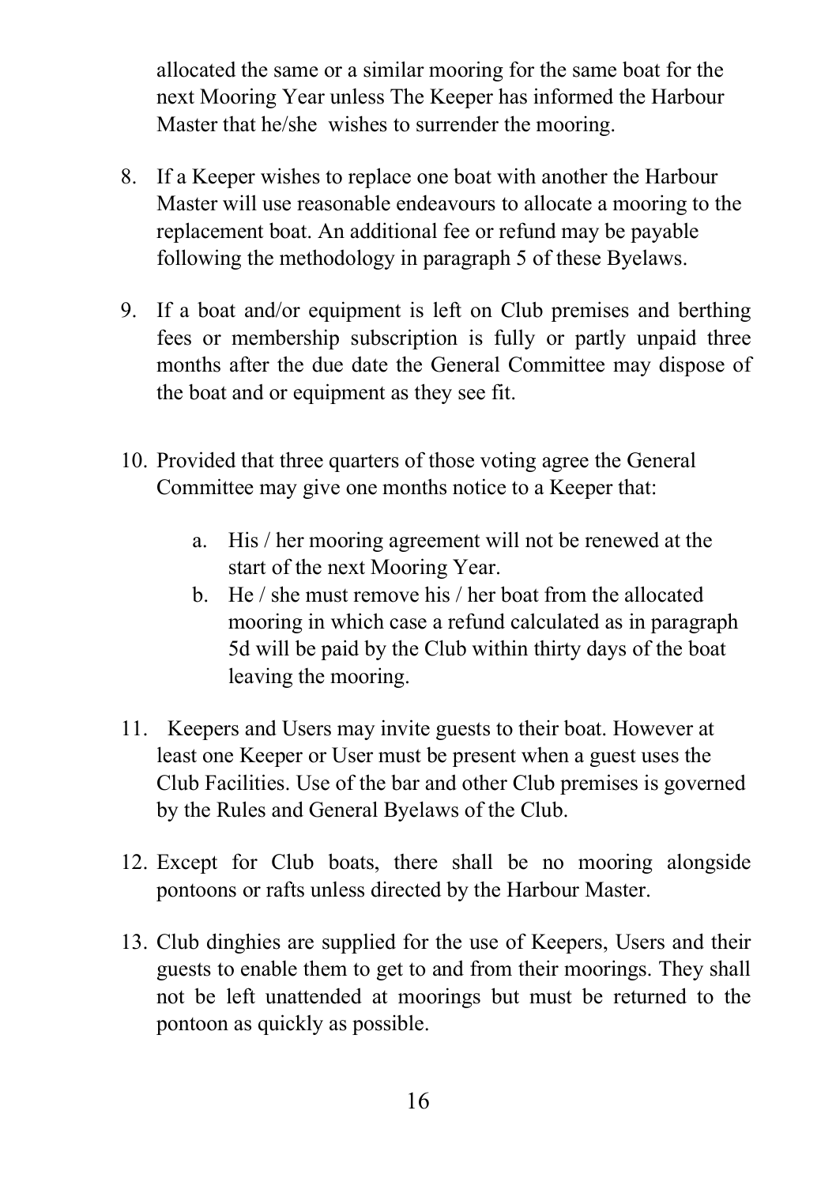allocated the same or a similar mooring for the same boat for the next Mooring Year unless The Keeper has informed the Harbour Master that he/she wishes to surrender the mooring.

8. If a Keeper wishes to replace one boat with another the Harbour Master will use reasonable endeavours to allocate a mooring to the replacement boat. An additional fee or refund may be payable following the methodology in paragraph 5 of these Byelaws.

9. If a boat and/or equipment is left on Club premises and berthing fees or membership subscription is fully or partly unpaid three months after the due date the General Committee may dispose of the boat and or equipment as they see fit.

10. Provided that three quarters of those voting agree the General Committee may give one months notice to a Keeper that:

    a. His / her mooring agreement will not be renewed at the start of the next Mooring Year.
    b. He / she must remove his / her boat from the allocated mooring in which case a refund calculated as in paragraph 5d will be paid by the Club within thirty days of the boat leaving the mooring.

11. Keepers and Users may invite guests to their boat. However at least one Keeper or User must be present when a guest uses the Club Facilities. Use of the bar and other Club premises is governed by the Rules and General Byelaws of the Club.

12. Except for Club boats, there shall be no mooring alongside pontoons or rafts unless directed by the Harbour Master.

13. Club dinghies are supplied for the use of Keepers, Users and their guests to enable them to get to and from their moorings. They shall not be left unattended at moorings but must be returned to the pontoon as quickly as possible.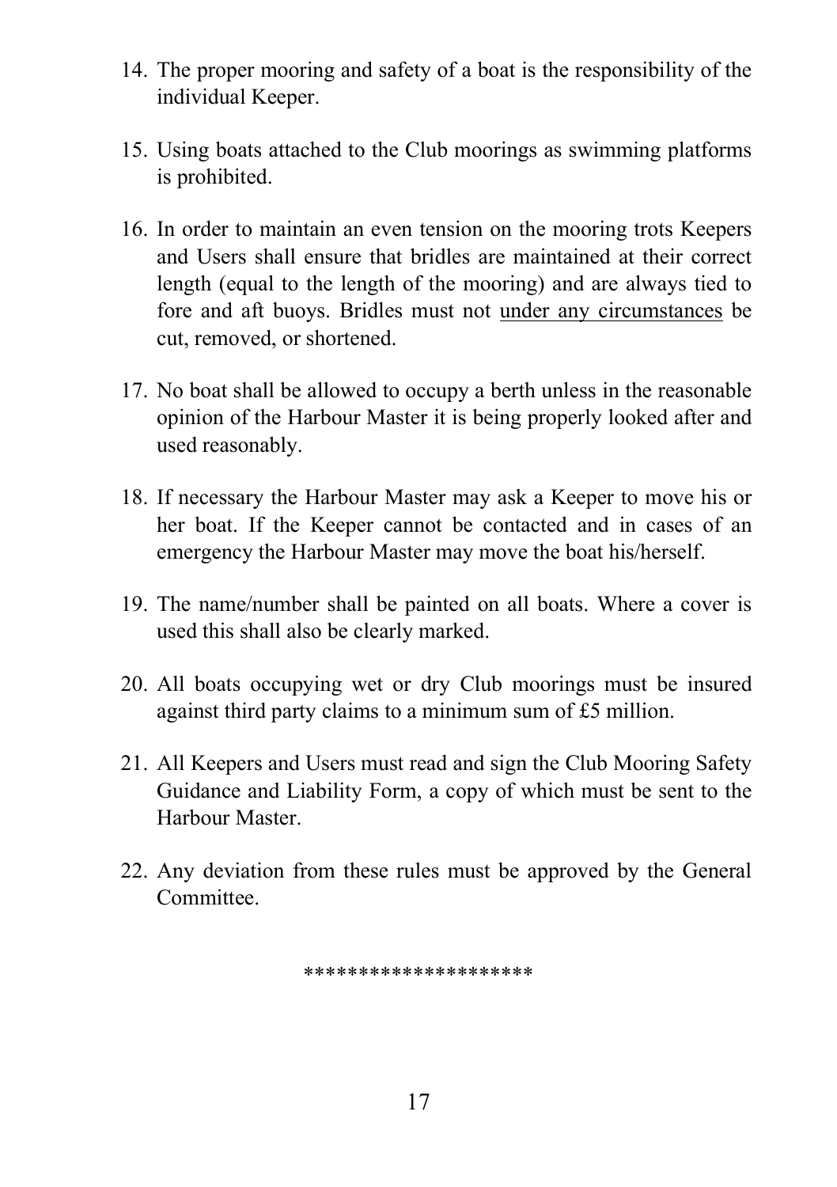14. The proper mooring and safety of a boat is the responsibility of the individual Keeper.

15. Using boats attached to the Club moorings as swimming platforms is prohibited.

16. In order to maintain an even tension on the mooring trots Keepers and Users shall ensure that bridles are maintained at their correct length (equal to the length of the mooring) and are always tied to fore and aft buoys. Bridles must not <u>under any circumstances</u> be cut, removed, or shortened.

17. No boat shall be allowed to occupy a berth unless in the reasonable opinion of the Harbour Master it is being properly looked after and used reasonably.

18. If necessary the Harbour Master may ask a Keeper to move his or her boat. If the Keeper cannot be contacted and in cases of an emergency the Harbour Master may move the boat his/herself.

19. The name/number shall be painted on all boats. Where a cover is used this shall also be clearly marked.

20. All boats occupying wet or dry Club moorings must be insured against third party claims to a minimum sum of £5 million.

21. All Keepers and Users must read and sign the Club Mooring Safety Guidance and Liability Form, a copy of which must be sent to the Harbour Master.

22. Any deviation from these rules must be approved by the General Committee.

********************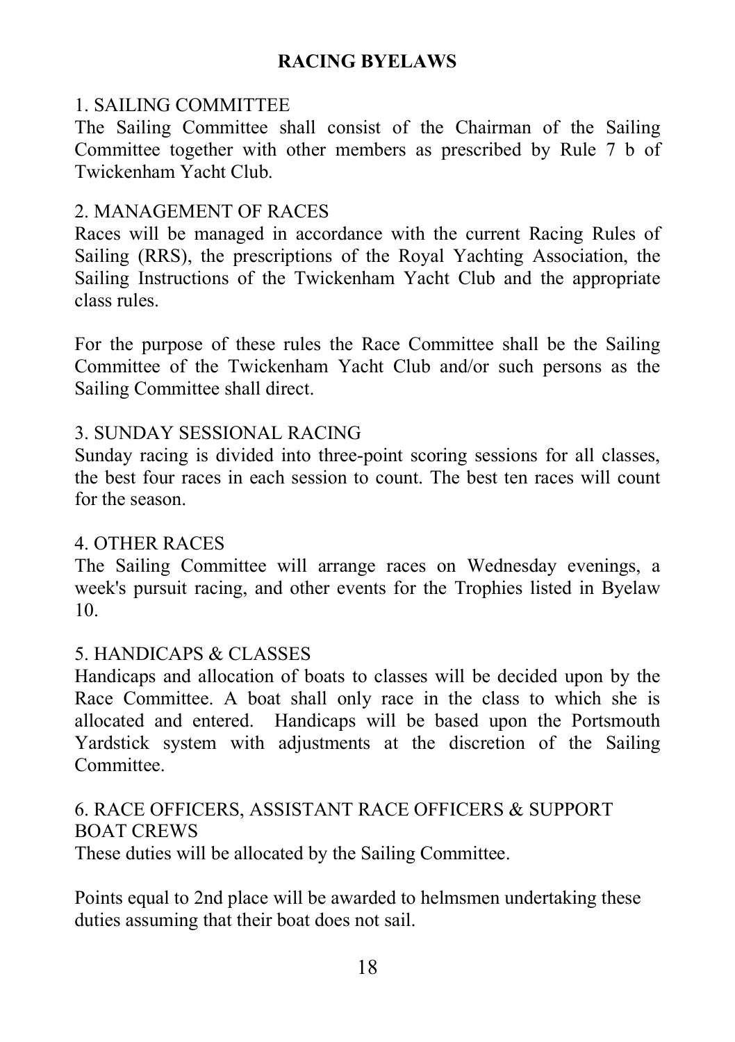# RACING BYELAWS

## 1. SAILING COMMITTEE

The Sailing Committee shall consist of the Chairman of the Sailing Committee together with other members as prescribed by Rule 7 b of Twickenham Yacht Club.

## 2. MANAGEMENT OF RACES

Races will be managed in accordance with the current Racing Rules of Sailing (RRS), the prescriptions of the Royal Yachting Association, the Sailing Instructions of the Twickenham Yacht Club and the appropriate class rules.

For the purpose of these rules the Race Committee shall be the Sailing Committee of the Twickenham Yacht Club and/or such persons as the Sailing Committee shall direct.

## 3. SUNDAY SESSIONAL RACING

Sunday racing is divided into three-point scoring sessions for all classes, the best four races in each session to count. The best ten races will count for the season.

## 4. OTHER RACES

The Sailing Committee will arrange races on Wednesday evenings, a week's pursuit racing, and other events for the Trophies listed in Byelaw 10.

## 5. HANDICAPS & CLASSES

Handicaps and allocation of boats to classes will be decided upon by the Race Committee. A boat shall only race in the class to which she is allocated and entered. Handicaps will be based upon the Portsmouth Yardstick system with adjustments at the discretion of the Sailing Committee.

## 6. RACE OFFICERS, ASSISTANT RACE OFFICERS & SUPPORT BOAT CREWS

These duties will be allocated by the Sailing Committee.

Points equal to 2nd place will be awarded to helmsmen undertaking these duties assuming that their boat does not sail.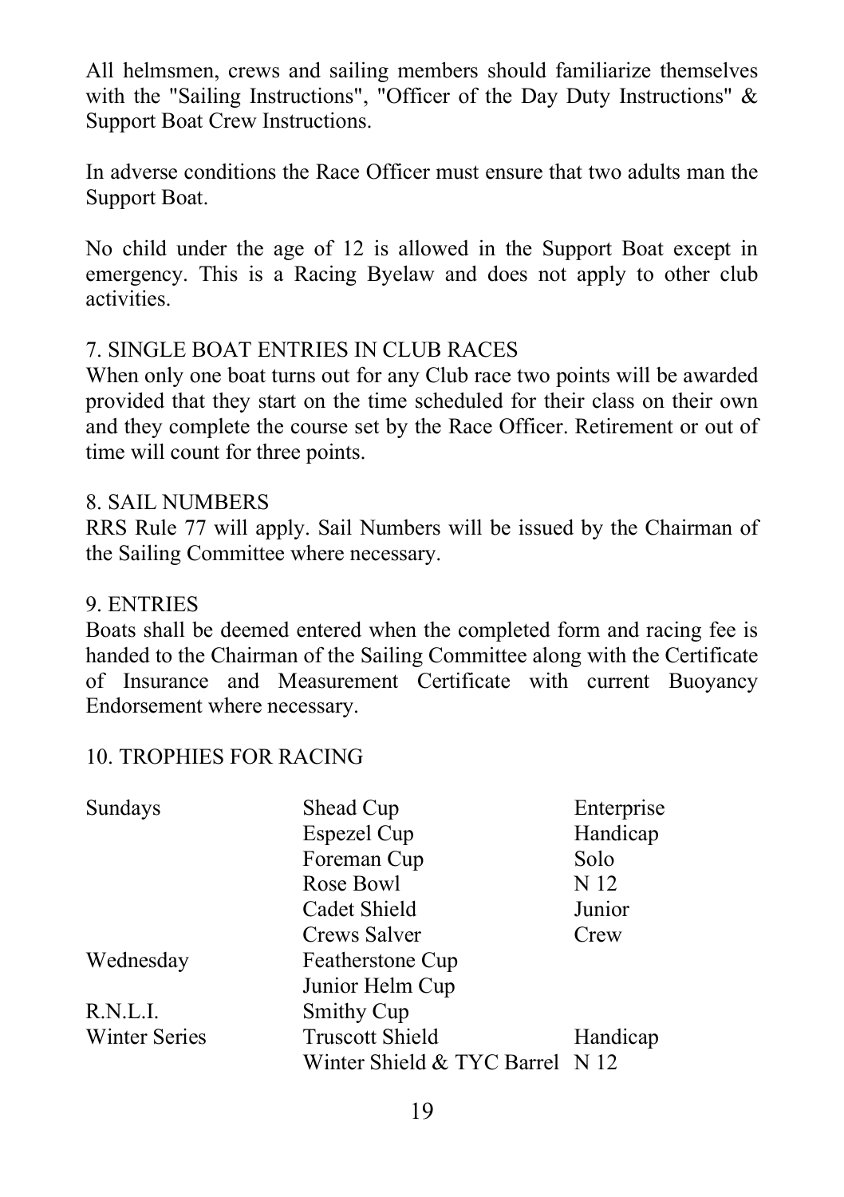All helmsmen, crews and sailing members should familiarize themselves with the "Sailing Instructions", "Officer of the Day Duty Instructions" & Support Boat Crew Instructions.

In adverse conditions the Race Officer must ensure that two adults man the Support Boat.

No child under the age of 12 is allowed in the Support Boat except in emergency. This is a Racing Byelaw and does not apply to other club activities.

## 7. SINGLE BOAT ENTRIES IN CLUB RACES

When only one boat turns out for any Club race two points will be awarded provided that they start on the time scheduled for their class on their own and they complete the course set by the Race Officer. Retirement or out of time will count for three points.

## 8. SAIL NUMBERS

RRS Rule 77 will apply. Sail Numbers will be issued by the Chairman of the Sailing Committee where necessary.

## 9. ENTRIES

Boats shall be deemed entered when the completed form and racing fee is handed to the Chairman of the Sailing Committee along with the Certificate of Insurance and Measurement Certificate with current Buoyancy Endorsement where necessary.

## 10. TROPHIES FOR RACING

| | | |
|---|---|---|
| Sundays | Shead Cup | Enterprise |
| | Espezel Cup | Handicap |
| | Foreman Cup | Solo |
| | Rose Bowl | N 12 |
| | Cadet Shield | Junior |
| | Crews Salver | Crew |
| Wednesday | Featherstone Cup | |
| | Junior Helm Cup | |
| R.N.L.I. | Smithy Cup | |
| Winter Series | Truscott Shield | Handicap |
| | Winter Shield & TYC Barrel | N 12 |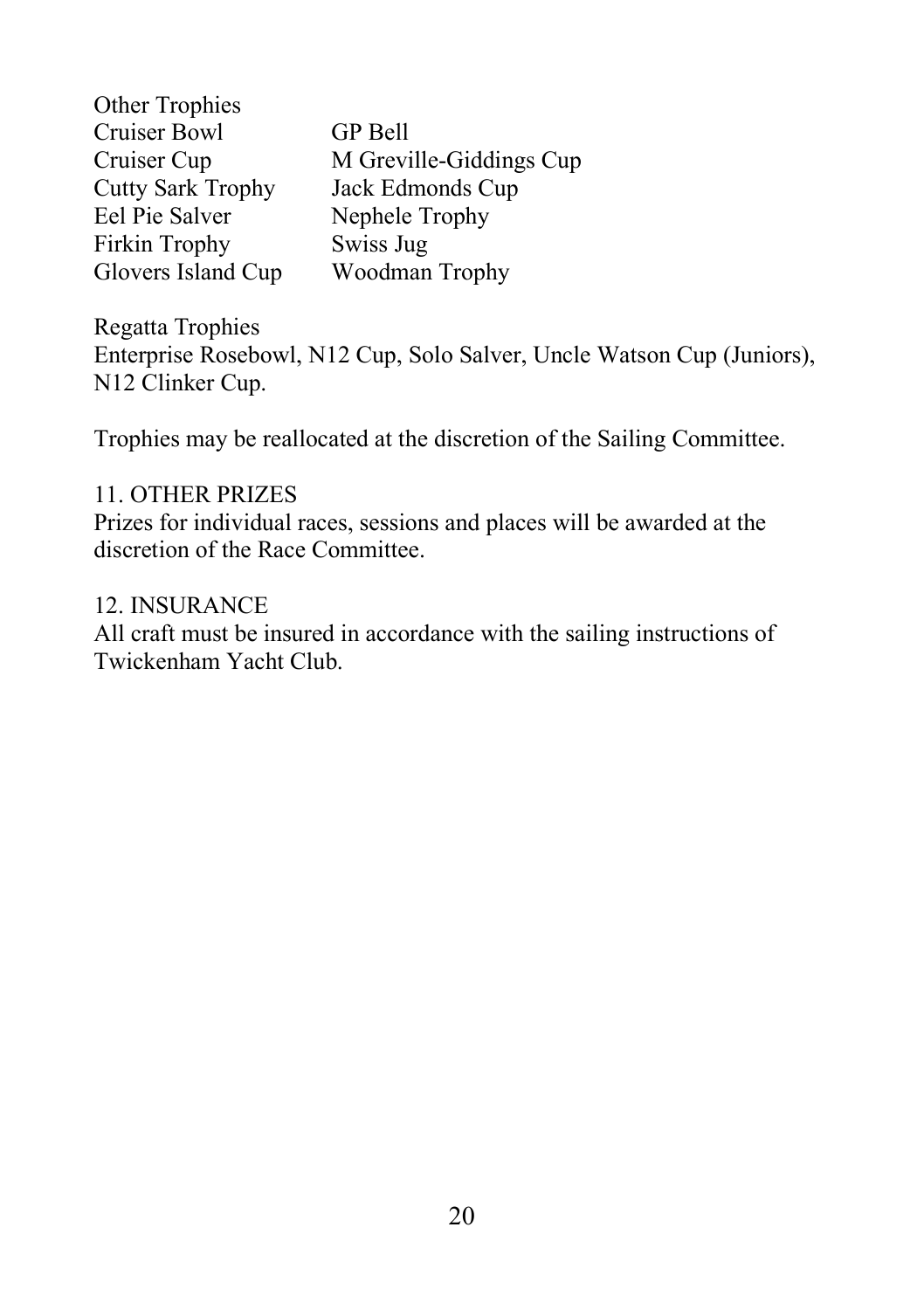Other Trophies

| | |
|---|---|
| Cruiser Bowl | GP Bell |
| Cruiser Cup | M Greville-Giddings Cup |
| Cutty Sark Trophy | Jack Edmonds Cup |
| Eel Pie Salver | Nephele Trophy |
| Firkin Trophy | Swiss Jug |
| Glovers Island Cup | Woodman Trophy |

Regatta Trophies

Enterprise Rosebowl, N12 Cup, Solo Salver, Uncle Watson Cup (Juniors), N12 Clinker Cup.

Trophies may be reallocated at the discretion of the Sailing Committee.

## 11. OTHER PRIZES

Prizes for individual races, sessions and places will be awarded at the discretion of the Race Committee.

## 12. INSURANCE

All craft must be insured in accordance with the sailing instructions of Twickenham Yacht Club.